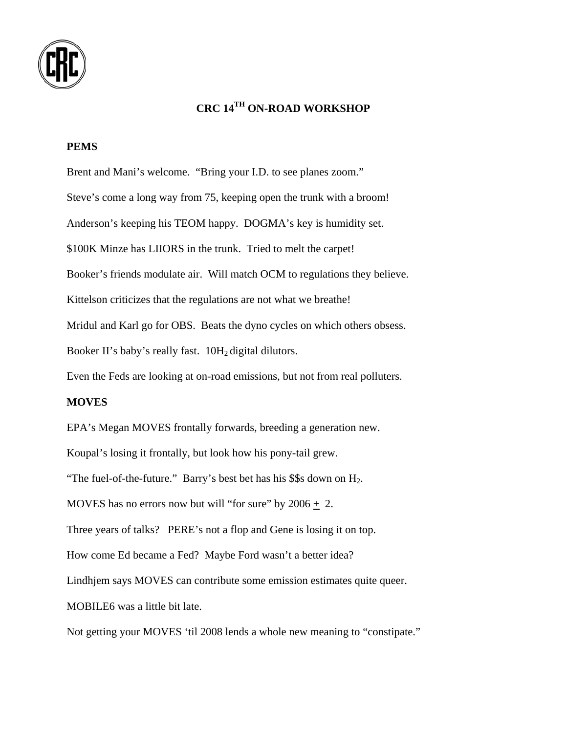# CRC $14^{TH}$ ON-ROAD WORKSHOP

## PEMS

Brent and Mani's welcome. "Bring your I.D. to see planes zoom."

Steve's come a long way from 75, keeping open the trunk with a broom!

Anderson's keeping his TEOM happy. DOGMA's key is humidity set.

$100K Minze has LIIORS in the trunk. Tried to melt the carpet!

Booker's friends modulate air. Will match OCM to regulations they believe.

Kittelson criticizes that the regulations are not what we breathe!

Mridul and Karl go for OBS. Beats the dyno cycles on which others obsess.

Booker II's baby's really fast. $10H_2$ digital dilutors.

Even the Feds are looking at on-road emissions, but not from real polluters.

## MOVES

EPA's Megan MOVES frontally forwards, breeding a generation new.

Koupal's losing it frontally, but look how his pony-tail grew.

"The fuel-of-the-future." Barry's best bet has his $$s down on $H_2$.

MOVES has no errors now but will "for sure" by 2006 $\pm$ 2.

Three years of talks? PERE's not a flop and Gene is losing it on top.

How come Ed became a Fed? Maybe Ford wasn't a better idea?

Lindhjem says MOVES can contribute some emission estimates quite queer.

MOBILE6 was a little bit late.

Not getting your MOVES 'til 2008 lends a whole new meaning to "constipate."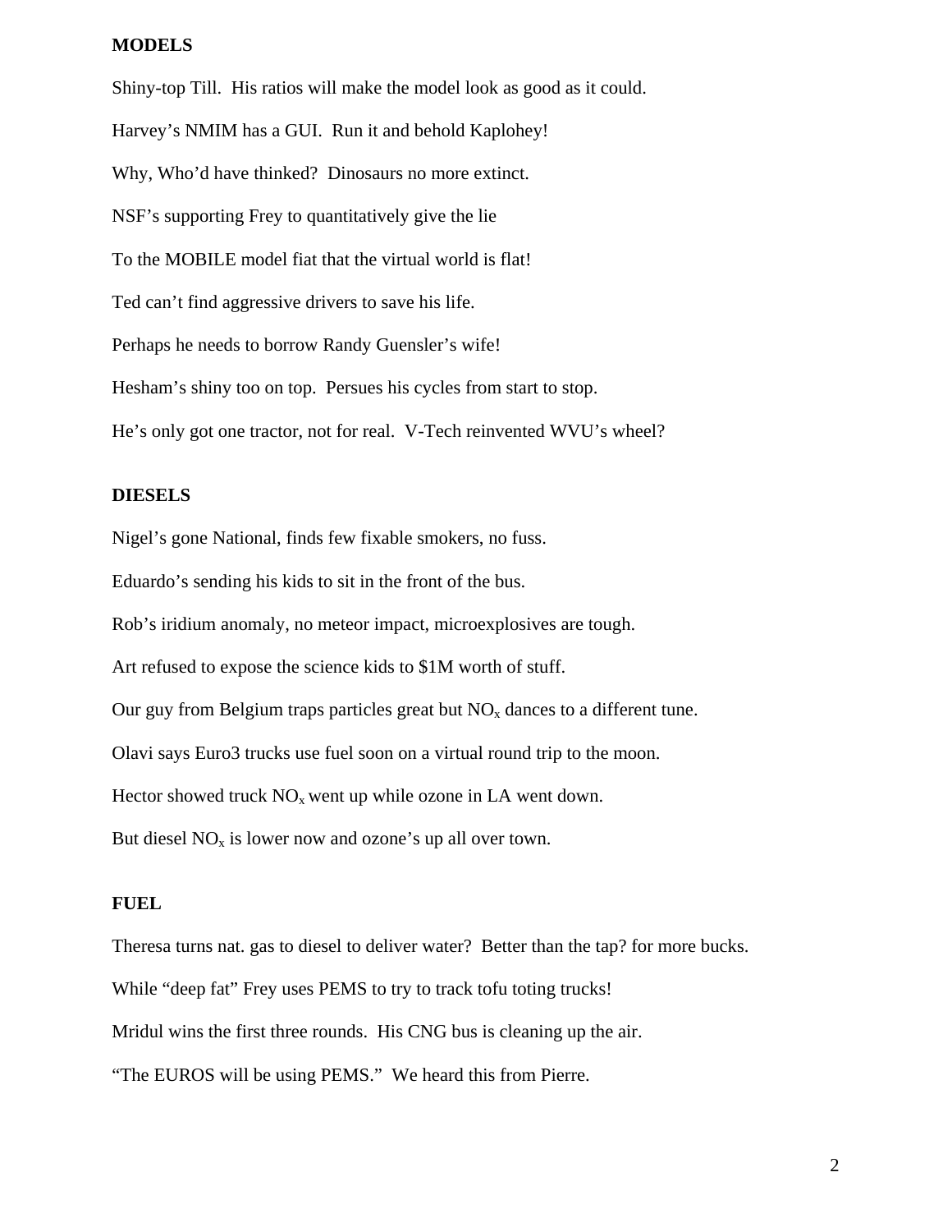**MODELS**

Shiny-top Till.  His ratios will make the model look as good as it could.

Harvey's NMIM has a GUI.  Run it and behold Kaplohey!

Why, Who'd have thinked?  Dinosaurs no more extinct.

NSF's supporting Frey to quantitatively give the lie

To the MOBILE model fiat that the virtual world is flat!

Ted can't find aggressive drivers to save his life.

Perhaps he needs to borrow Randy Guensler's wife!

Hesham's shiny too on top.  Persues his cycles from start to stop.

He's only got one tractor, not for real.  V-Tech reinvented WVU's wheel?

**DIESELS**

Nigel's gone National, finds few fixable smokers, no fuss.

Eduardo's sending his kids to sit in the front of the bus.

Rob's iridium anomaly, no meteor impact, microexplosives are tough.

Art refused to expose the science kids to $1M worth of stuff.

Our guy from Belgium traps particles great but $NO_x$ dances to a different tune.

Olavi says Euro3 trucks use fuel soon on a virtual round trip to the moon.

Hector showed truck $NO_x$ went up while ozone in LA went down.

But diesel $NO_x$ is lower now and ozone's up all over town.

**FUEL**

Theresa turns nat. gas to diesel to deliver water?  Better than the tap? for more bucks.

While "deep fat" Frey uses PEMS to try to track tofu toting trucks!

Mridul wins the first three rounds.  His CNG bus is cleaning up the air.

"The EUROS will be using PEMS."  We heard this from Pierre.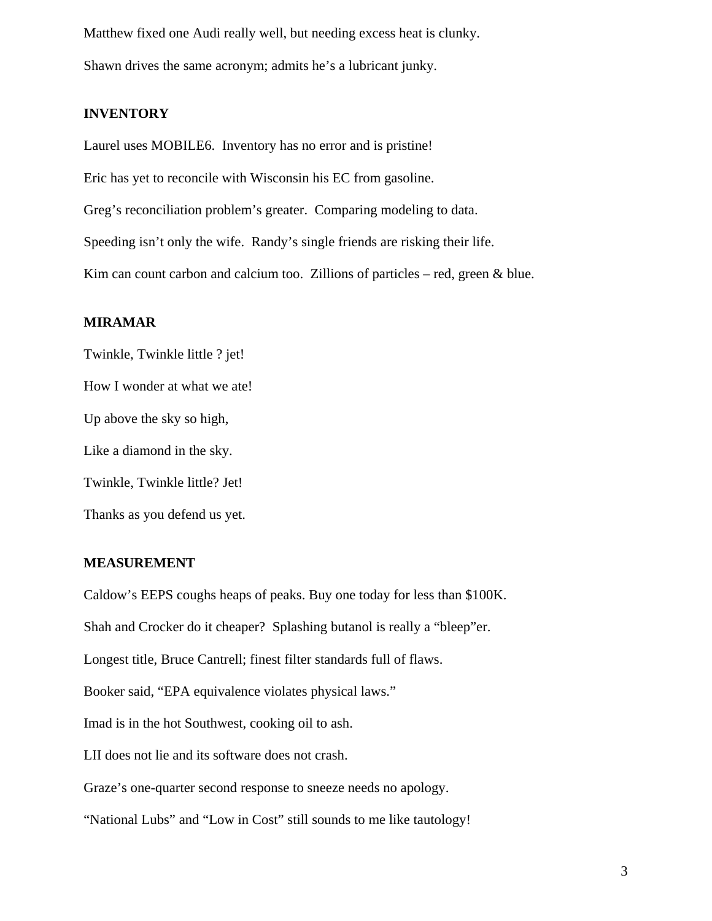Matthew fixed one Audi really well, but needing excess heat is clunky.

Shawn drives the same acronym; admits he's a lubricant junky.

**INVENTORY**

Laurel uses MOBILE6. Inventory has no error and is pristine!

Eric has yet to reconcile with Wisconsin his EC from gasoline.

Greg's reconciliation problem's greater. Comparing modeling to data.

Speeding isn't only the wife. Randy's single friends are risking their life.

Kim can count carbon and calcium too. Zillions of particles – red, green & blue.

**MIRAMAR**

Twinkle, Twinkle little ? jet!

How I wonder at what we ate!

Up above the sky so high,

Like a diamond in the sky.

Twinkle, Twinkle little? Jet!

Thanks as you defend us yet.

**MEASUREMENT**

Caldow's EEPS coughs heaps of peaks. Buy one today for less than $100K.

Shah and Crocker do it cheaper? Splashing butanol is really a "bleep"er.

Longest title, Bruce Cantrell; finest filter standards full of flaws.

Booker said, "EPA equivalence violates physical laws."

Imad is in the hot Southwest, cooking oil to ash.

LII does not lie and its software does not crash.

Graze's one-quarter second response to sneeze needs no apology.

"National Lubs" and "Low in Cost" still sounds to me like tautology!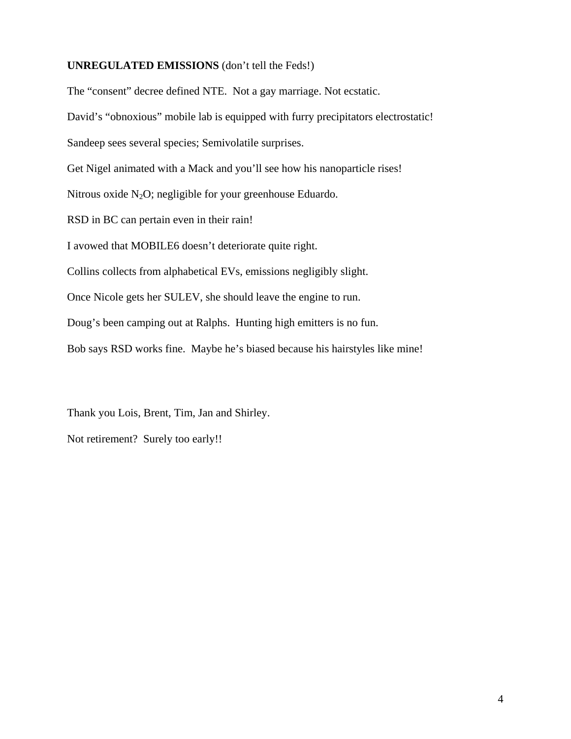**UNREGULATED EMISSIONS** (don't tell the Feds!)

The "consent" decree defined NTE.  Not a gay marriage. Not ecstatic.

David's "obnoxious" mobile lab is equipped with furry precipitators electrostatic!

Sandeep sees several species; Semivolatile surprises.

Get Nigel animated with a Mack and you'll see how his nanoparticle rises!

Nitrous oxide $N_2O$; negligible for your greenhouse Eduardo.

RSD in BC can pertain even in their rain!

I avowed that MOBILE6 doesn't deteriorate quite right.

Collins collects from alphabetical EVs, emissions negligibly slight.

Once Nicole gets her SULEV, she should leave the engine to run.

Doug's been camping out at Ralphs.  Hunting high emitters is no fun.

Bob says RSD works fine.  Maybe he's biased because his hairstyles like mine!

Thank you Lois, Brent, Tim, Jan and Shirley.

Not retirement?  Surely too early!!